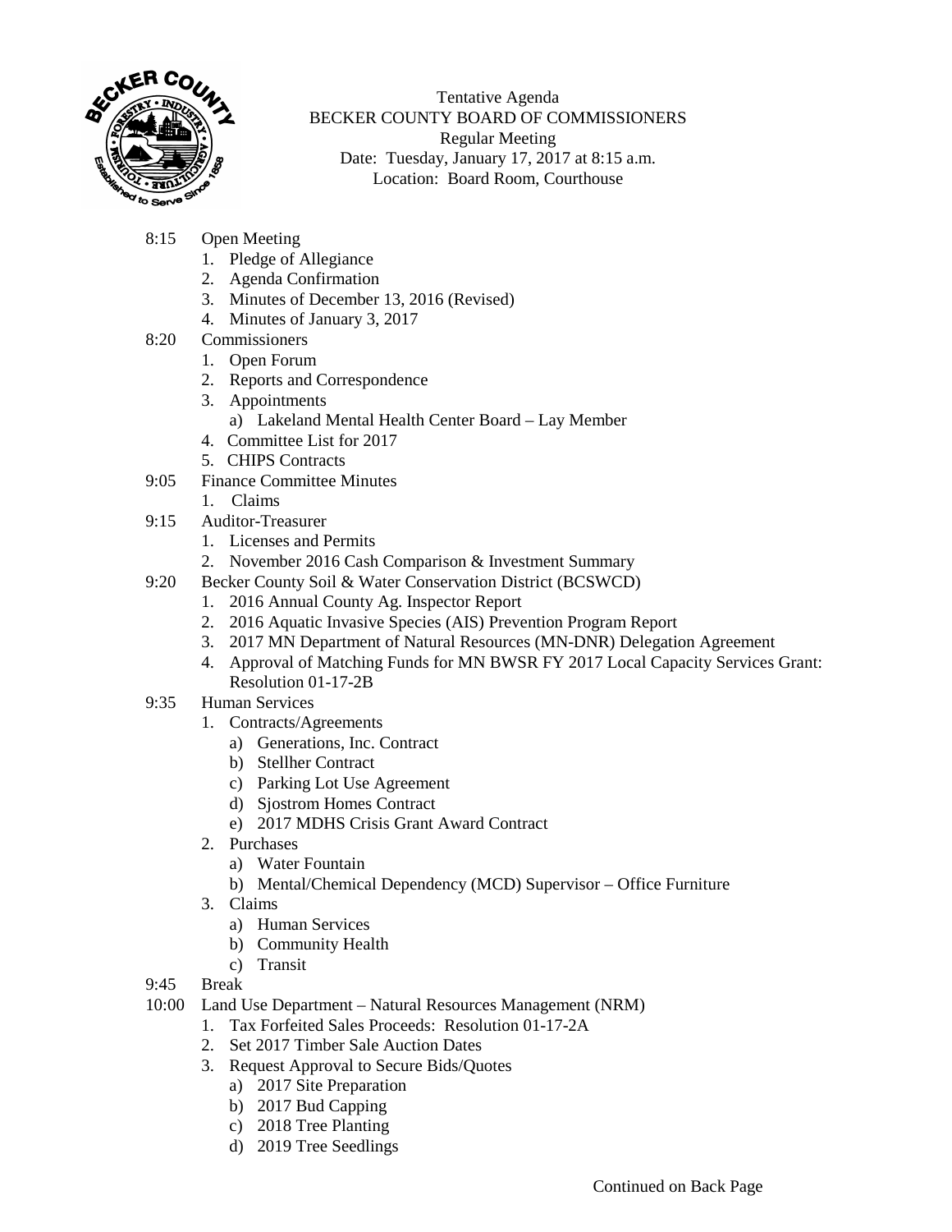Tentative Agenda
BECKER COUNTY BOARD OF COMMISSIONERS
Regular Meeting
Date: Tuesday, January 17, 2017 at 8:15 a.m.
Location: Board Room, Courthouse

8:15 Open Meeting
1. Pledge of Allegiance
2. Agenda Confirmation
3. Minutes of December 13, 2016 (Revised)
4. Minutes of January 3, 2017

8:20 Commissioners
1. Open Forum
2. Reports and Correspondence
3. Appointments
   a) Lakeland Mental Health Center Board – Lay Member
4. Committee List for 2017
5. CHIPS Contracts

9:05 Finance Committee Minutes
1. Claims

9:15 Auditor-Treasurer
1. Licenses and Permits
2. November 2016 Cash Comparison & Investment Summary

9:20 Becker County Soil & Water Conservation District (BCSWCD)
1. 2016 Annual County Ag. Inspector Report
2. 2016 Aquatic Invasive Species (AIS) Prevention Program Report
3. 2017 MN Department of Natural Resources (MN-DNR) Delegation Agreement
4. Approval of Matching Funds for MN BWSR FY 2017 Local Capacity Services Grant: Resolution 01-17-2B

9:35 Human Services
1. Contracts/Agreements
   a) Generations, Inc. Contract
   b) Stellher Contract
   c) Parking Lot Use Agreement
   d) Sjostrom Homes Contract
   e) 2017 MDHS Crisis Grant Award Contract
2. Purchases
   a) Water Fountain
   b) Mental/Chemical Dependency (MCD) Supervisor – Office Furniture
3. Claims
   a) Human Services
   b) Community Health
   c) Transit

9:45 Break

10:00 Land Use Department – Natural Resources Management (NRM)
1. Tax Forfeited Sales Proceeds: Resolution 01-17-2A
2. Set 2017 Timber Sale Auction Dates
3. Request Approval to Secure Bids/Quotes
   a) 2017 Site Preparation
   b) 2017 Bud Capping
   c) 2018 Tree Planting
   d) 2019 Tree Seedlings

Continued on Back Page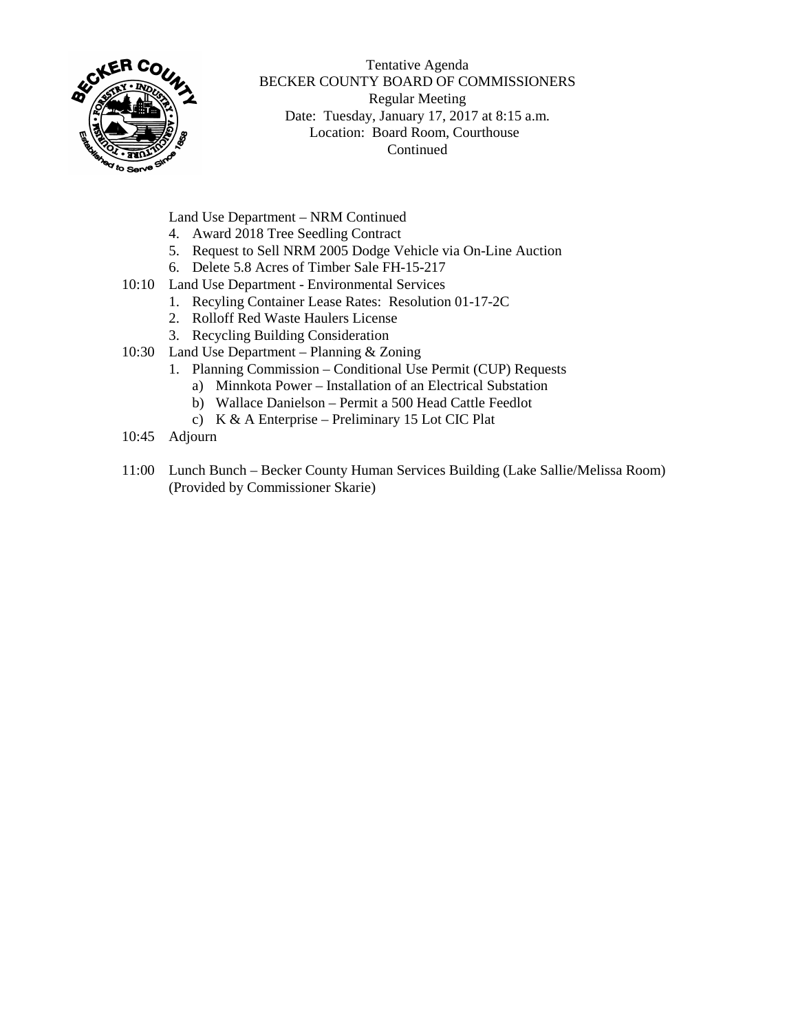Tentative Agenda
BECKER COUNTY BOARD OF COMMISSIONERS
Regular Meeting
Date: Tuesday, January 17, 2017 at 8:15 a.m.
Location: Board Room, Courthouse
Continued

Land Use Department – NRM Continued

4. Award 2018 Tree Seedling Contract
5. Request to Sell NRM 2005 Dodge Vehicle via On-Line Auction
6. Delete 5.8 Acres of Timber Sale FH-15-217

10:10 Land Use Department - Environmental Services

1. Recyling Container Lease Rates: Resolution 01-17-2C
2. Rolloff Red Waste Haulers License
3. Recycling Building Consideration

10:30 Land Use Department – Planning & Zoning

1. Planning Commission – Conditional Use Permit (CUP) Requests
   a) Minnkota Power – Installation of an Electrical Substation
   b) Wallace Danielson – Permit a 500 Head Cattle Feedlot
   c) K & A Enterprise – Preliminary 15 Lot CIC Plat

10:45 Adjourn

11:00 Lunch Bunch – Becker County Human Services Building (Lake Sallie/Melissa Room) (Provided by Commissioner Skarie)